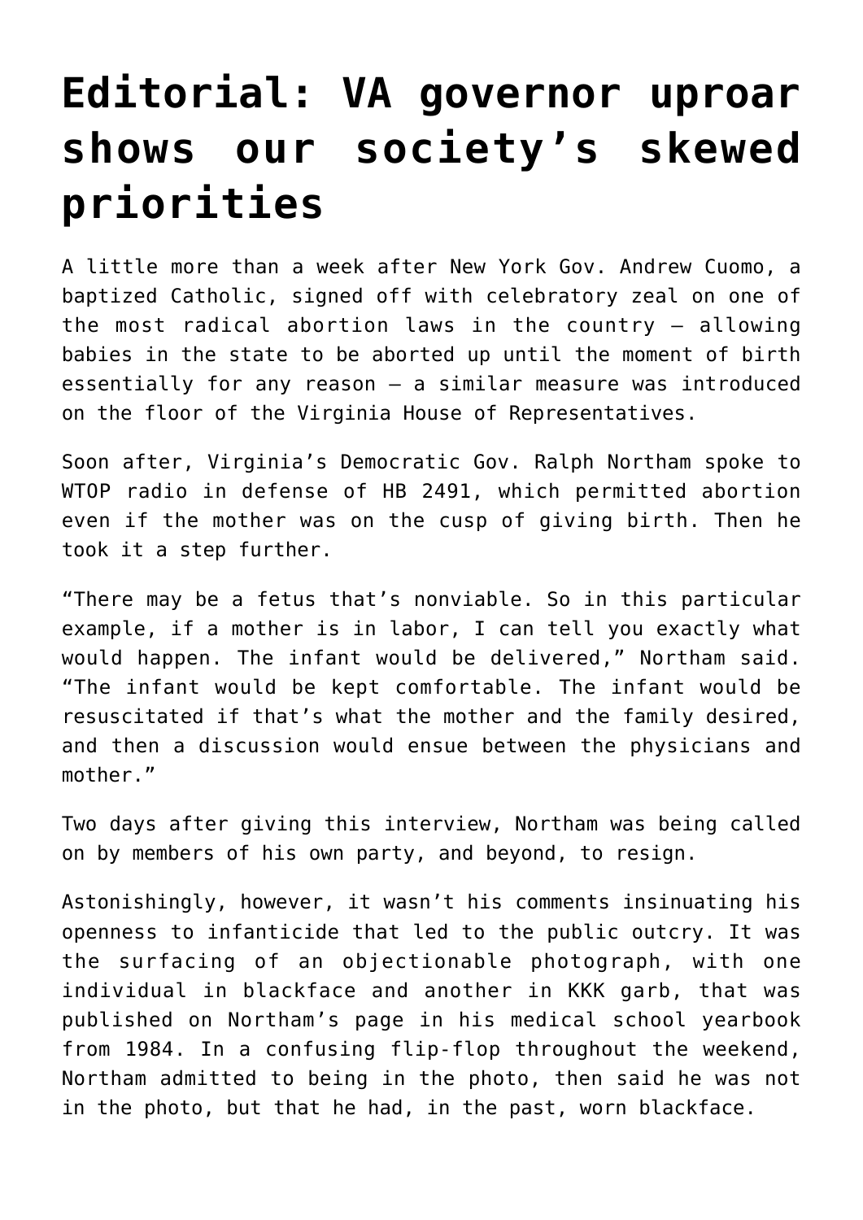# Editorial: VA governor uproar shows our society's skewed priorities

A little more than a week after New York Gov. Andrew Cuomo, a baptized Catholic, signed off with celebratory zeal on one of the most radical abortion laws in the country — allowing babies in the state to be aborted up until the moment of birth essentially for any reason — a similar measure was introduced on the floor of the Virginia House of Representatives.

Soon after, Virginia's Democratic Gov. Ralph Northam spoke to WTOP radio in defense of HB 2491, which permitted abortion even if the mother was on the cusp of giving birth. Then he took it a step further.

"There may be a fetus that's nonviable. So in this particular example, if a mother is in labor, I can tell you exactly what would happen. The infant would be delivered," Northam said. "The infant would be kept comfortable. The infant would be resuscitated if that's what the mother and the family desired, and then a discussion would ensue between the physicians and mother."

Two days after giving this interview, Northam was being called on by members of his own party, and beyond, to resign.

Astonishingly, however, it wasn't his comments insinuating his openness to infanticide that led to the public outcry. It was the surfacing of an objectionable photograph, with one individual in blackface and another in KKK garb, that was published on Northam's page in his medical school yearbook from 1984. In a confusing flip-flop throughout the weekend, Northam admitted to being in the photo, then said he was not in the photo, but that he had, in the past, worn blackface.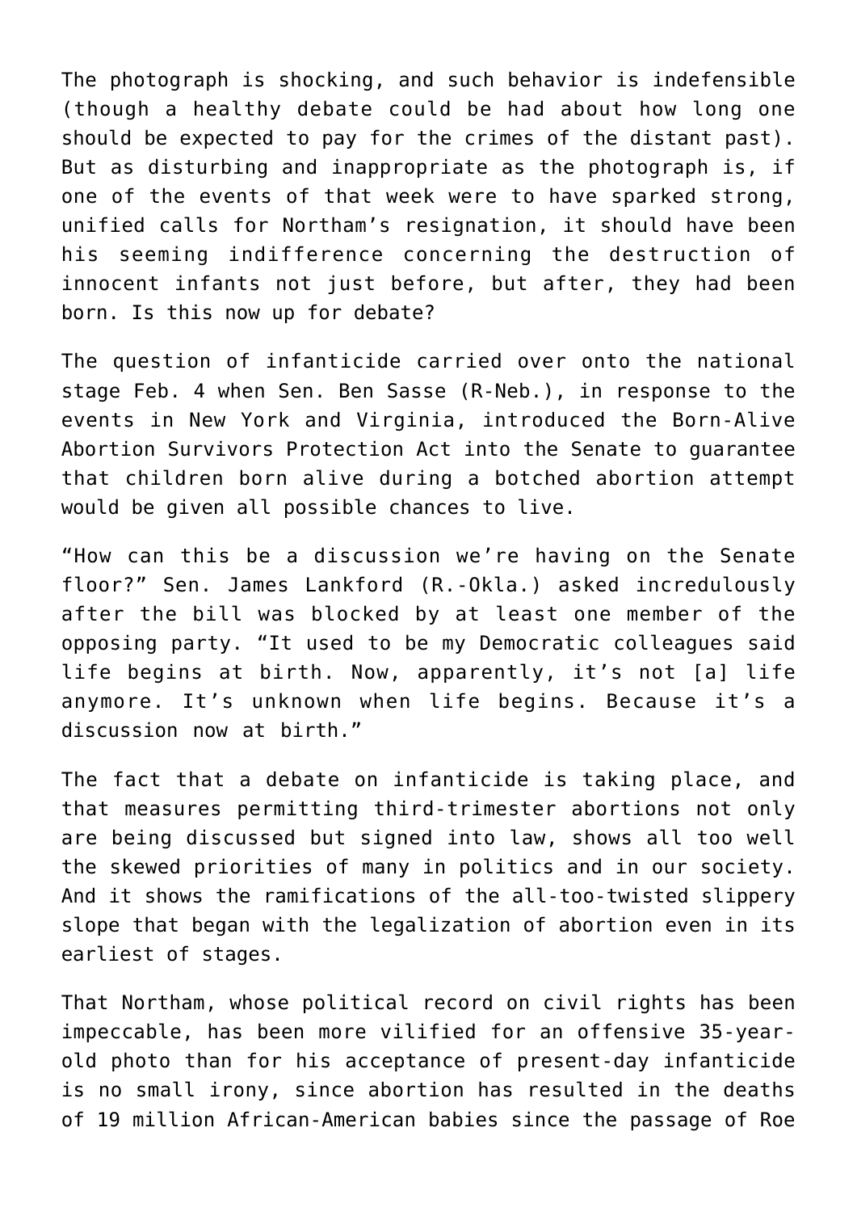The photograph is shocking, and such behavior is indefensible (though a healthy debate could be had about how long one should be expected to pay for the crimes of the distant past). But as disturbing and inappropriate as the photograph is, if one of the events of that week were to have sparked strong, unified calls for Northam's resignation, it should have been his seeming indifference concerning the destruction of innocent infants not just before, but after, they had been born. Is this now up for debate?

The question of infanticide carried over onto the national stage Feb. 4 when Sen. Ben Sasse (R-Neb.), in response to the events in New York and Virginia, introduced the Born-Alive Abortion Survivors Protection Act into the Senate to guarantee that children born alive during a botched abortion attempt would be given all possible chances to live.

"How can this be a discussion we're having on the Senate floor?" Sen. James Lankford (R.-Okla.) asked incredulously after the bill was blocked by at least one member of the opposing party. "It used to be my Democratic colleagues said life begins at birth. Now, apparently, it's not [a] life anymore. It's unknown when life begins. Because it's a discussion now at birth."

The fact that a debate on infanticide is taking place, and that measures permitting third-trimester abortions not only are being discussed but signed into law, shows all too well the skewed priorities of many in politics and in our society. And it shows the ramifications of the all-too-twisted slippery slope that began with the legalization of abortion even in its earliest of stages.

That Northam, whose political record on civil rights has been impeccable, has been more vilified for an offensive 35-year-old photo than for his acceptance of present-day infanticide is no small irony, since abortion has resulted in the deaths of 19 million African-American babies since the passage of Roe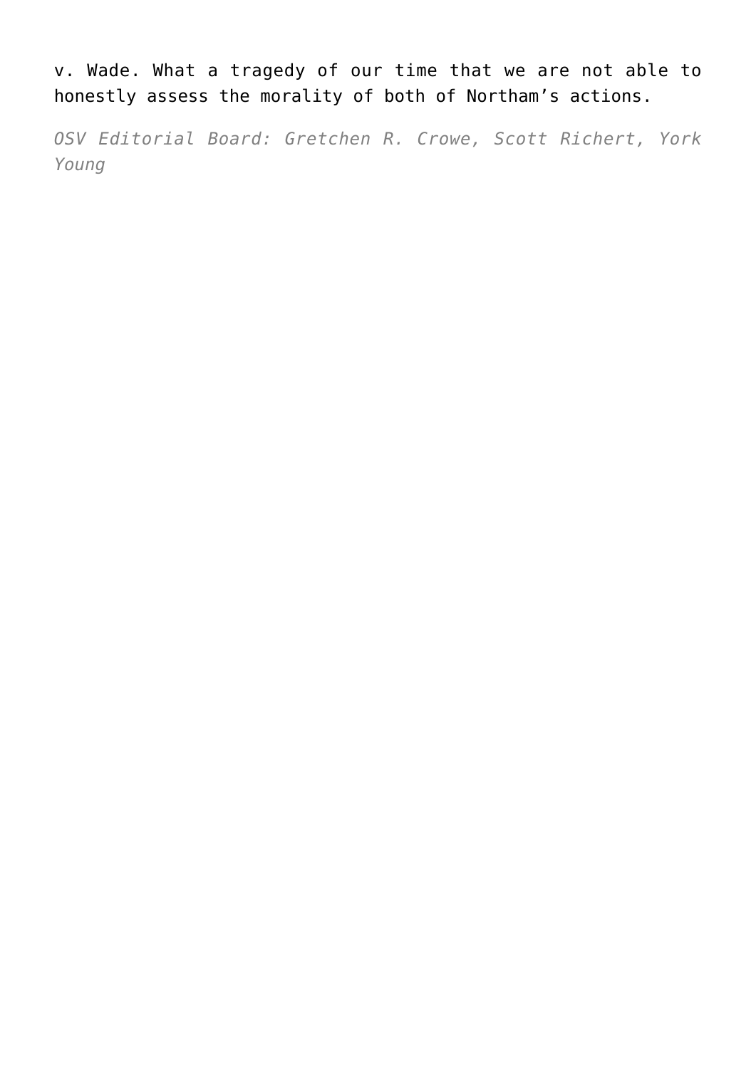v. Wade. What a tragedy of our time that we are not able to honestly assess the morality of both of Northam’s actions.

*OSV Editorial Board: Gretchen R. Crowe, Scott Richert, York Young*